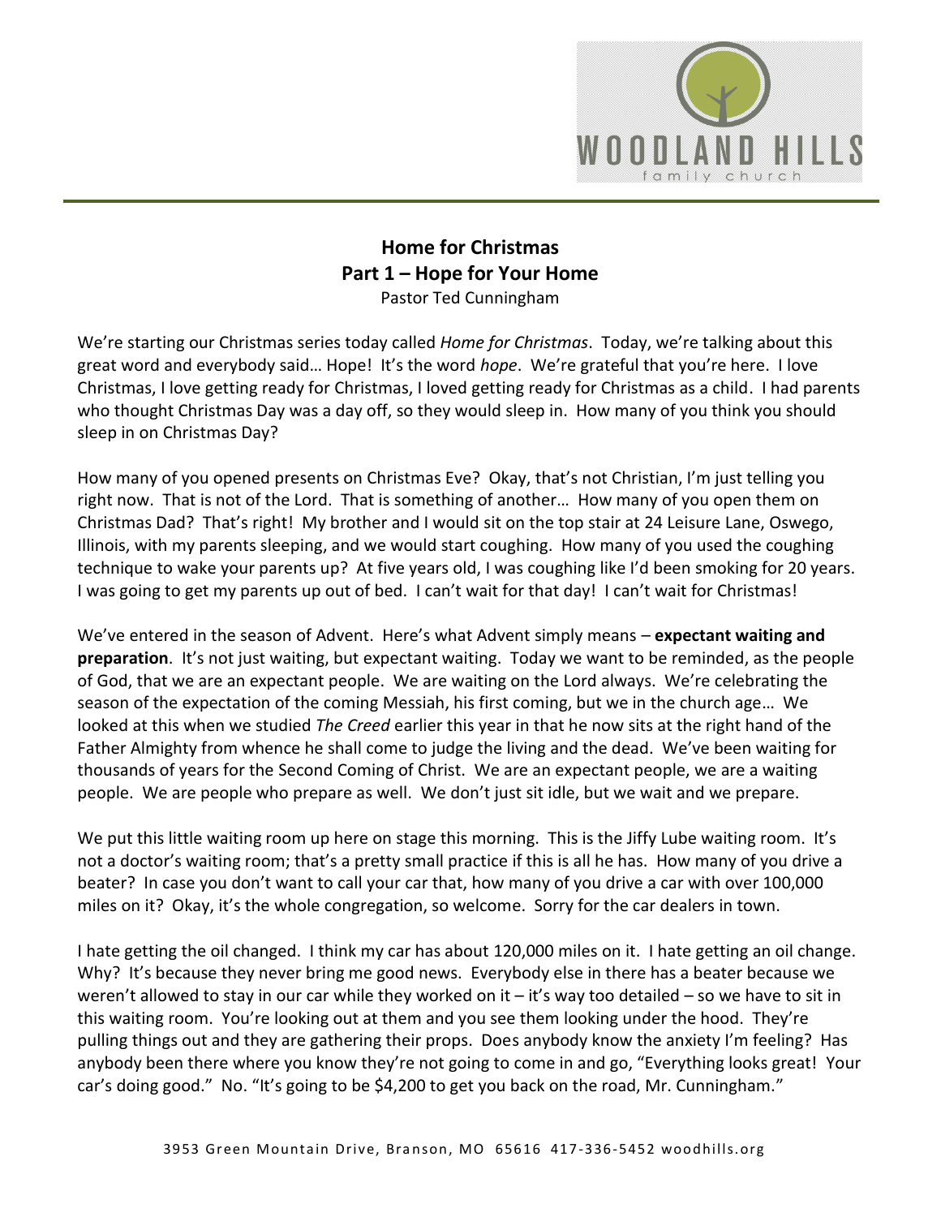**Home for Christmas**
**Part 1 – Hope for Your Home**
Pastor Ted Cunningham

We're starting our Christmas series today called *Home for Christmas*. Today, we're talking about this great word and everybody said… Hope! It's the word *hope*. We're grateful that you're here. I love Christmas, I love getting ready for Christmas, I loved getting ready for Christmas as a child. I had parents who thought Christmas Day was a day off, so they would sleep in. How many of you think you should sleep in on Christmas Day?

How many of you opened presents on Christmas Eve? Okay, that's not Christian, I'm just telling you right now. That is not of the Lord. That is something of another… How many of you open them on Christmas Dad? That's right! My brother and I would sit on the top stair at 24 Leisure Lane, Oswego, Illinois, with my parents sleeping, and we would start coughing. How many of you used the coughing technique to wake your parents up? At five years old, I was coughing like I'd been smoking for 20 years. I was going to get my parents up out of bed. I can't wait for that day! I can't wait for Christmas!

We've entered in the season of Advent. Here's what Advent simply means – **expectant waiting and preparation**. It's not just waiting, but expectant waiting. Today we want to be reminded, as the people of God, that we are an expectant people. We are waiting on the Lord always. We're celebrating the season of the expectation of the coming Messiah, his first coming, but we in the church age… We looked at this when we studied *The Creed* earlier this year in that he now sits at the right hand of the Father Almighty from whence he shall come to judge the living and the dead. We've been waiting for thousands of years for the Second Coming of Christ. We are an expectant people, we are a waiting people. We are people who prepare as well. We don't just sit idle, but we wait and we prepare.

We put this little waiting room up here on stage this morning. This is the Jiffy Lube waiting room. It's not a doctor's waiting room; that's a pretty small practice if this is all he has. How many of you drive a beater? In case you don't want to call your car that, how many of you drive a car with over 100,000 miles on it? Okay, it's the whole congregation, so welcome. Sorry for the car dealers in town.

I hate getting the oil changed. I think my car has about 120,000 miles on it. I hate getting an oil change. Why? It's because they never bring me good news. Everybody else in there has a beater because we weren't allowed to stay in our car while they worked on it – it's way too detailed – so we have to sit in this waiting room. You're looking out at them and you see them looking under the hood. They're pulling things out and they are gathering their props. Does anybody know the anxiety I'm feeling? Has anybody been there where you know they're not going to come in and go, "Everything looks great! Your car's doing good." No. "It's going to be $4,200 to get you back on the road, Mr. Cunningham."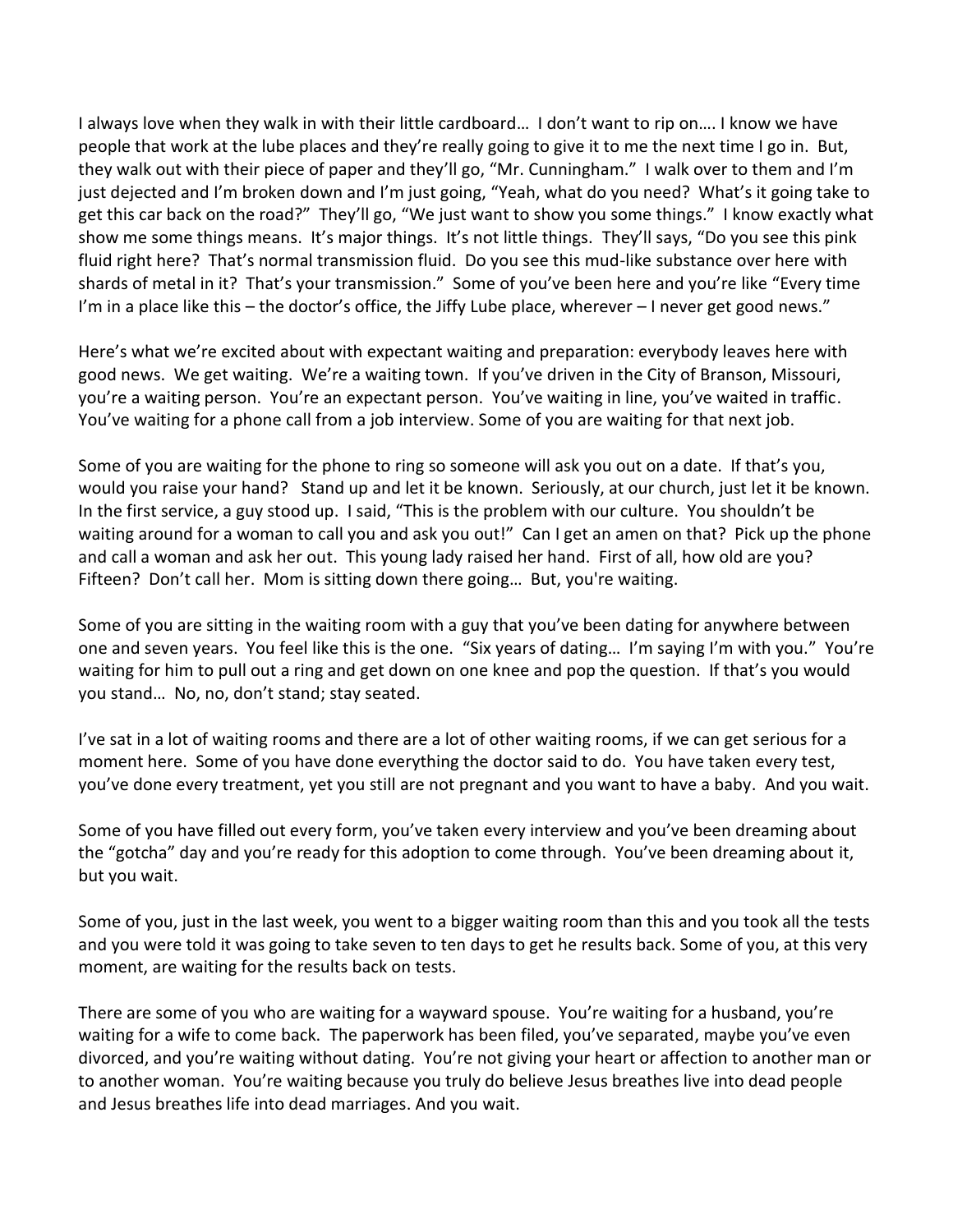I always love when they walk in with their little cardboard… I don't want to rip on…. I know we have people that work at the lube places and they're really going to give it to me the next time I go in. But, they walk out with their piece of paper and they'll go, "Mr. Cunningham." I walk over to them and I'm just dejected and I'm broken down and I'm just going, "Yeah, what do you need? What's it going take to get this car back on the road?" They'll go, "We just want to show you some things." I know exactly what show me some things means. It's major things. It's not little things. They'll says, "Do you see this pink fluid right here? That's normal transmission fluid. Do you see this mud-like substance over here with shards of metal in it? That's your transmission." Some of you've been here and you're like "Every time I'm in a place like this – the doctor's office, the Jiffy Lube place, wherever – I never get good news."

Here's what we're excited about with expectant waiting and preparation: everybody leaves here with good news. We get waiting. We're a waiting town. If you've driven in the City of Branson, Missouri, you're a waiting person. You're an expectant person. You've waiting in line, you've waited in traffic. You've waiting for a phone call from a job interview. Some of you are waiting for that next job.

Some of you are waiting for the phone to ring so someone will ask you out on a date. If that's you, would you raise your hand? Stand up and let it be known. Seriously, at our church, just let it be known. In the first service, a guy stood up. I said, "This is the problem with our culture. You shouldn't be waiting around for a woman to call you and ask you out!" Can I get an amen on that? Pick up the phone and call a woman and ask her out. This young lady raised her hand. First of all, how old are you? Fifteen? Don't call her. Mom is sitting down there going… But, you're waiting.

Some of you are sitting in the waiting room with a guy that you've been dating for anywhere between one and seven years. You feel like this is the one. "Six years of dating… I'm saying I'm with you." You're waiting for him to pull out a ring and get down on one knee and pop the question. If that's you would you stand… No, no, don't stand; stay seated.

I've sat in a lot of waiting rooms and there are a lot of other waiting rooms, if we can get serious for a moment here. Some of you have done everything the doctor said to do. You have taken every test, you've done every treatment, yet you still are not pregnant and you want to have a baby. And you wait.

Some of you have filled out every form, you've taken every interview and you've been dreaming about the "gotcha" day and you're ready for this adoption to come through. You've been dreaming about it, but you wait.

Some of you, just in the last week, you went to a bigger waiting room than this and you took all the tests and you were told it was going to take seven to ten days to get he results back. Some of you, at this very moment, are waiting for the results back on tests.

There are some of you who are waiting for a wayward spouse. You're waiting for a husband, you're waiting for a wife to come back. The paperwork has been filed, you've separated, maybe you've even divorced, and you're waiting without dating. You're not giving your heart or affection to another man or to another woman. You're waiting because you truly do believe Jesus breathes live into dead people and Jesus breathes life into dead marriages. And you wait.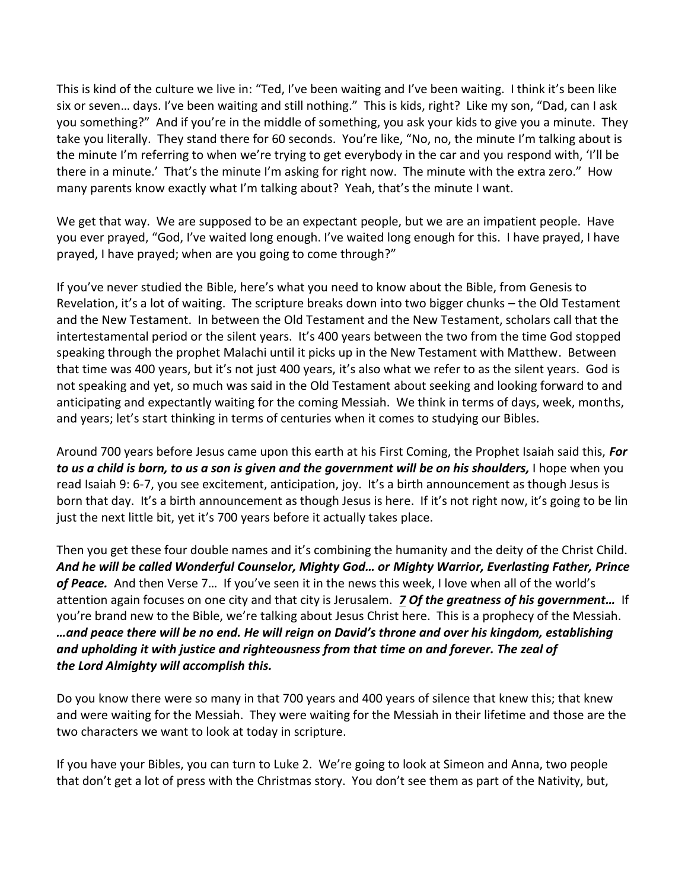This is kind of the culture we live in: "Ted, I've been waiting and I've been waiting. I think it's been like six or seven… days. I've been waiting and still nothing." This is kids, right? Like my son, "Dad, can I ask you something?" And if you're in the middle of something, you ask your kids to give you a minute. They take you literally. They stand there for 60 seconds. You're like, "No, no, the minute I'm talking about is the minute I'm referring to when we're trying to get everybody in the car and you respond with, 'I'll be there in a minute.' That's the minute I'm asking for right now. The minute with the extra zero." How many parents know exactly what I'm talking about? Yeah, that's the minute I want.

We get that way. We are supposed to be an expectant people, but we are an impatient people. Have you ever prayed, "God, I've waited long enough. I've waited long enough for this. I have prayed, I have prayed, I have prayed; when are you going to come through?"

If you've never studied the Bible, here's what you need to know about the Bible, from Genesis to Revelation, it's a lot of waiting. The scripture breaks down into two bigger chunks – the Old Testament and the New Testament. In between the Old Testament and the New Testament, scholars call that the intertestamental period or the silent years. It's 400 years between the two from the time God stopped speaking through the prophet Malachi until it picks up in the New Testament with Matthew. Between that time was 400 years, but it's not just 400 years, it's also what we refer to as the silent years. God is not speaking and yet, so much was said in the Old Testament about seeking and looking forward to and anticipating and expectantly waiting for the coming Messiah. We think in terms of days, week, months, and years; let's start thinking in terms of centuries when it comes to studying our Bibles.

Around 700 years before Jesus came upon this earth at his First Coming, the Prophet Isaiah said this, ***For to us a child is born, to us a son is given and the government will be on his shoulders,*** I hope when you read Isaiah 9: 6-7, you see excitement, anticipation, joy. It's a birth announcement as though Jesus is born that day. It's a birth announcement as though Jesus is here. If it's not right now, it's going to be lin just the next little bit, yet it's 700 years before it actually takes place.

Then you get these four double names and it's combining the humanity and the deity of the Christ Child. ***And he will be called Wonderful Counselor, Mighty God… or Mighty Warrior, Everlasting Father, Prince of Peace.*** And then Verse 7… If you've seen it in the news this week, I love when all of the world's attention again focuses on one city and that city is Jerusalem. ***<u>7</u> Of the greatness of his government…*** If you're brand new to the Bible, we're talking about Jesus Christ here. This is a prophecy of the Messiah. ***…and peace there will be no end. He will reign on David's throne and over his kingdom, establishing and upholding it with justice and righteousness from that time on and forever. The zeal of the Lord Almighty will accomplish this.***

Do you know there were so many in that 700 years and 400 years of silence that knew this; that knew and were waiting for the Messiah. They were waiting for the Messiah in their lifetime and those are the two characters we want to look at today in scripture.

If you have your Bibles, you can turn to Luke 2. We're going to look at Simeon and Anna, two people that don't get a lot of press with the Christmas story. You don't see them as part of the Nativity, but,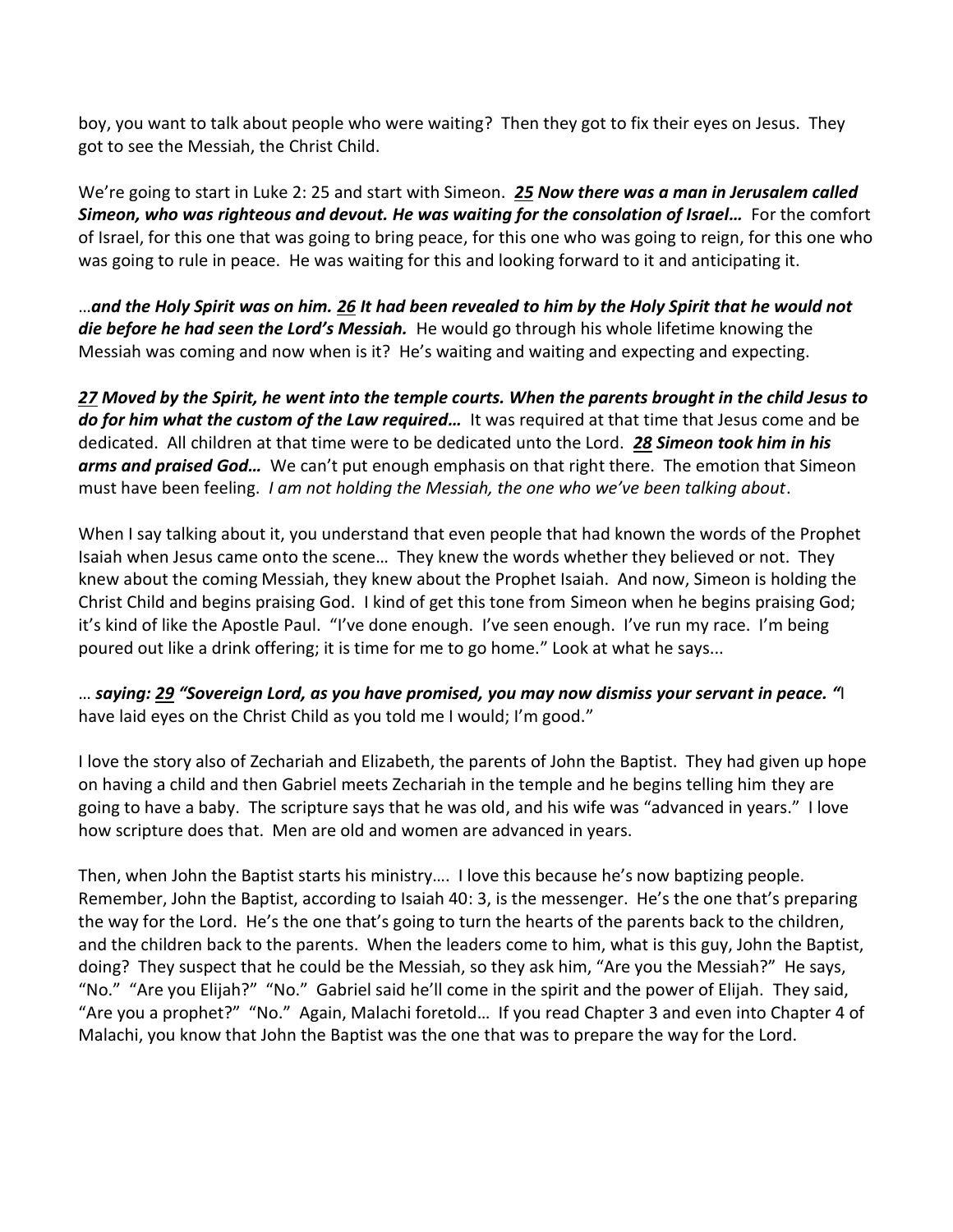boy, you want to talk about people who were waiting? Then they got to fix their eyes on Jesus. They got to see the Messiah, the Christ Child.

We're going to start in Luke 2: 25 and start with Simeon. ***25 Now there was a man in Jerusalem called Simeon, who was righteous and devout. He was waiting for the consolation of Israel…*** For the comfort of Israel, for this one that was going to bring peace, for this one who was going to reign, for this one who was going to rule in peace. He was waiting for this and looking forward to it and anticipating it.

…***and the Holy Spirit was on him. 26 It had been revealed to him by the Holy Spirit that he would not die before he had seen the Lord's Messiah.*** He would go through his whole lifetime knowing the Messiah was coming and now when is it? He's waiting and waiting and expecting and expecting.

***27 Moved by the Spirit, he went into the temple courts. When the parents brought in the child Jesus to do for him what the custom of the Law required…*** It was required at that time that Jesus come and be dedicated. All children at that time were to be dedicated unto the Lord. ***28 Simeon took him in his arms and praised God…*** We can't put enough emphasis on that right there. The emotion that Simeon must have been feeling. *I am not holding the Messiah, the one who we've been talking about*.

When I say talking about it, you understand that even people that had known the words of the Prophet Isaiah when Jesus came onto the scene… They knew the words whether they believed or not. They knew about the coming Messiah, they knew about the Prophet Isaiah. And now, Simeon is holding the Christ Child and begins praising God. I kind of get this tone from Simeon when he begins praising God; it's kind of like the Apostle Paul. "I've done enough. I've seen enough. I've run my race. I'm being poured out like a drink offering; it is time for me to go home." Look at what he says...

… ***saying: 29 "Sovereign Lord, as you have promised, you may now dismiss your servant in peace. "***I have laid eyes on the Christ Child as you told me I would; I'm good."

I love the story also of Zechariah and Elizabeth, the parents of John the Baptist. They had given up hope on having a child and then Gabriel meets Zechariah in the temple and he begins telling him they are going to have a baby. The scripture says that he was old, and his wife was "advanced in years." I love how scripture does that. Men are old and women are advanced in years.

Then, when John the Baptist starts his ministry…. I love this because he's now baptizing people. Remember, John the Baptist, according to Isaiah 40: 3, is the messenger. He's the one that's preparing the way for the Lord. He's the one that's going to turn the hearts of the parents back to the children, and the children back to the parents. When the leaders come to him, what is this guy, John the Baptist, doing? They suspect that he could be the Messiah, so they ask him, "Are you the Messiah?" He says, "No." "Are you Elijah?" "No." Gabriel said he'll come in the spirit and the power of Elijah. They said, "Are you a prophet?" "No." Again, Malachi foretold… If you read Chapter 3 and even into Chapter 4 of Malachi, you know that John the Baptist was the one that was to prepare the way for the Lord.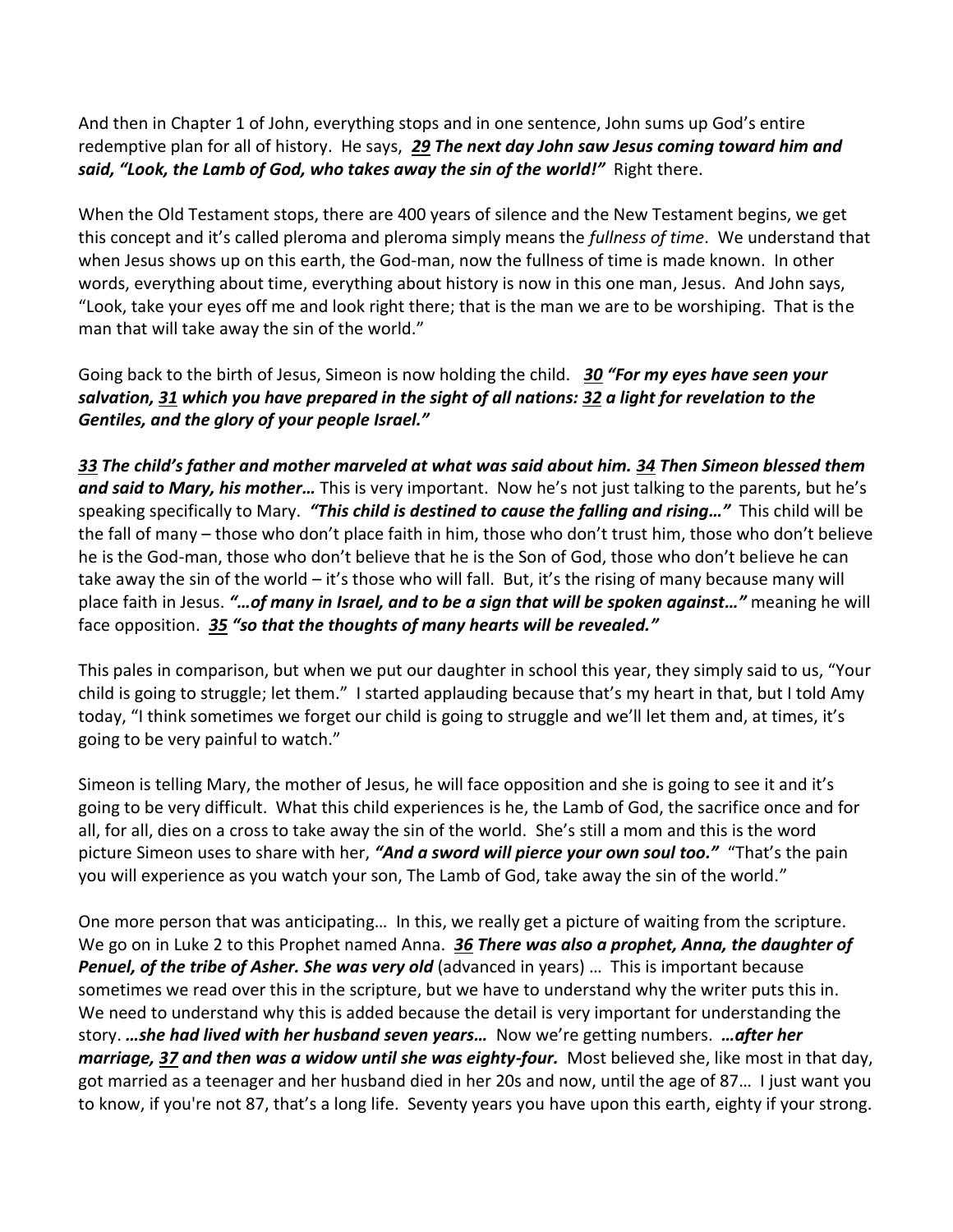And then in Chapter 1 of John, everything stops and in one sentence, John sums up God's entire redemptive plan for all of history. He says, ***29 The next day John saw Jesus coming toward him and said, "Look, the Lamb of God, who takes away the sin of the world!"*** Right there.

When the Old Testament stops, there are 400 years of silence and the New Testament begins, we get this concept and it's called pleroma and pleroma simply means the *fullness of time*. We understand that when Jesus shows up on this earth, the God-man, now the fullness of time is made known. In other words, everything about time, everything about history is now in this one man, Jesus. And John says, "Look, take your eyes off me and look right there; that is the man we are to be worshiping. That is the man that will take away the sin of the world."

Going back to the birth of Jesus, Simeon is now holding the child. ***30 "For my eyes have seen your salvation, 31 which you have prepared in the sight of all nations: 32 a light for revelation to the Gentiles, and the glory of your people Israel."***

***33 The child's father and mother marveled at what was said about him. 34 Then Simeon blessed them and said to Mary, his mother…*** This is very important. Now he's not just talking to the parents, but he's speaking specifically to Mary. ***"This child is destined to cause the falling and rising…"*** This child will be the fall of many – those who don't place faith in him, those who don't trust him, those who don't believe he is the God-man, those who don't believe that he is the Son of God, those who don't believe he can take away the sin of the world – it's those who will fall. But, it's the rising of many because many will place faith in Jesus. ***"…of many in Israel, and to be a sign that will be spoken against…"*** meaning he will face opposition. ***35 "so that the thoughts of many hearts will be revealed."***

This pales in comparison, but when we put our daughter in school this year, they simply said to us, "Your child is going to struggle; let them." I started applauding because that's my heart in that, but I told Amy today, "I think sometimes we forget our child is going to struggle and we'll let them and, at times, it's going to be very painful to watch."

Simeon is telling Mary, the mother of Jesus, he will face opposition and she is going to see it and it's going to be very difficult. What this child experiences is he, the Lamb of God, the sacrifice once and for all, for all, dies on a cross to take away the sin of the world. She's still a mom and this is the word picture Simeon uses to share with her, ***"And a sword will pierce your own soul too."*** "That's the pain you will experience as you watch your son, The Lamb of God, take away the sin of the world."

One more person that was anticipating… In this, we really get a picture of waiting from the scripture. We go on in Luke 2 to this Prophet named Anna. ***36 There was also a prophet, Anna, the daughter of Penuel, of the tribe of Asher. She was very old*** (advanced in years) … This is important because sometimes we read over this in the scripture, but we have to understand why the writer puts this in. We need to understand why this is added because the detail is very important for understanding the story. ***…she had lived with her husband seven years…*** Now we're getting numbers. ***…after her marriage, 37 and then was a widow until she was eighty-four.*** Most believed she, like most in that day, got married as a teenager and her husband died in her 20s and now, until the age of 87… I just want you to know, if you're not 87, that's a long life. Seventy years you have upon this earth, eighty if your strong.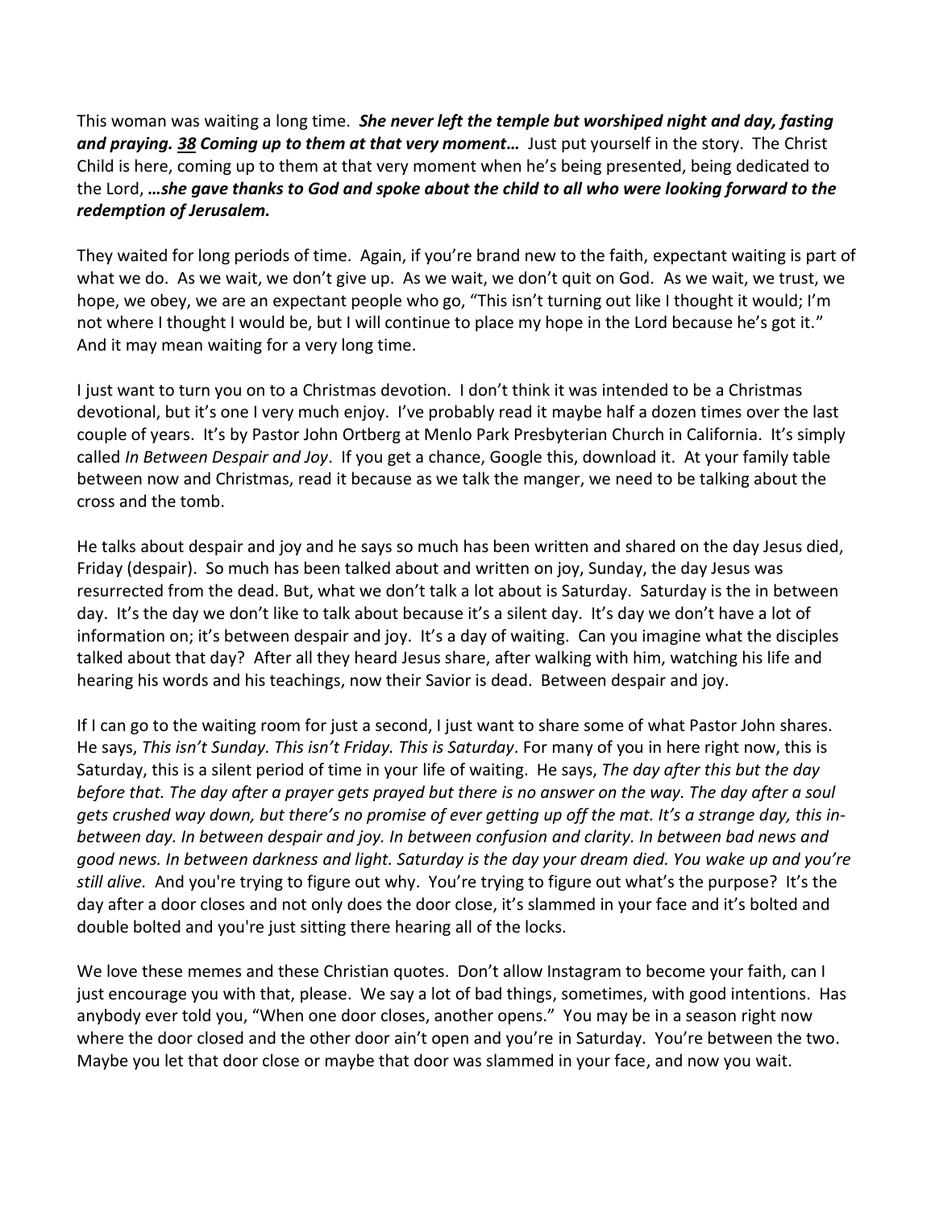This woman was waiting a long time. ***She never left the temple but worshiped night and day, fasting and praying. 38 Coming up to them at that very moment…*** Just put yourself in the story. The Christ Child is here, coming up to them at that very moment when he's being presented, being dedicated to the Lord, ***…she gave thanks to God and spoke about the child to all who were looking forward to the redemption of Jerusalem.***

They waited for long periods of time. Again, if you're brand new to the faith, expectant waiting is part of what we do. As we wait, we don't give up. As we wait, we don't quit on God. As we wait, we trust, we hope, we obey, we are an expectant people who go, "This isn't turning out like I thought it would; I'm not where I thought I would be, but I will continue to place my hope in the Lord because he's got it." And it may mean waiting for a very long time.

I just want to turn you on to a Christmas devotion. I don't think it was intended to be a Christmas devotional, but it's one I very much enjoy. I've probably read it maybe half a dozen times over the last couple of years. It's by Pastor John Ortberg at Menlo Park Presbyterian Church in California. It's simply called *In Between Despair and Joy*. If you get a chance, Google this, download it. At your family table between now and Christmas, read it because as we talk the manger, we need to be talking about the cross and the tomb.

He talks about despair and joy and he says so much has been written and shared on the day Jesus died, Friday (despair). So much has been talked about and written on joy, Sunday, the day Jesus was resurrected from the dead. But, what we don't talk a lot about is Saturday. Saturday is the in between day. It's the day we don't like to talk about because it's a silent day. It's day we don't have a lot of information on; it's between despair and joy. It's a day of waiting. Can you imagine what the disciples talked about that day? After all they heard Jesus share, after walking with him, watching his life and hearing his words and his teachings, now their Savior is dead. Between despair and joy.

If I can go to the waiting room for just a second, I just want to share some of what Pastor John shares. He says, *This isn't Sunday. This isn't Friday. This is Saturday*. For many of you in here right now, this is Saturday, this is a silent period of time in your life of waiting. He says, *The day after this but the day before that. The day after a prayer gets prayed but there is no answer on the way. The day after a soul gets crushed way down, but there's no promise of ever getting up off the mat. It's a strange day, this in-between day. In between despair and joy. In between confusion and clarity. In between bad news and good news. In between darkness and light. Saturday is the day your dream died. You wake up and you're still alive.* And you're trying to figure out why. You're trying to figure out what's the purpose? It's the day after a door closes and not only does the door close, it's slammed in your face and it's bolted and double bolted and you're just sitting there hearing all of the locks.

We love these memes and these Christian quotes. Don't allow Instagram to become your faith, can I just encourage you with that, please. We say a lot of bad things, sometimes, with good intentions. Has anybody ever told you, "When one door closes, another opens." You may be in a season right now where the door closed and the other door ain't open and you're in Saturday. You're between the two. Maybe you let that door close or maybe that door was slammed in your face, and now you wait.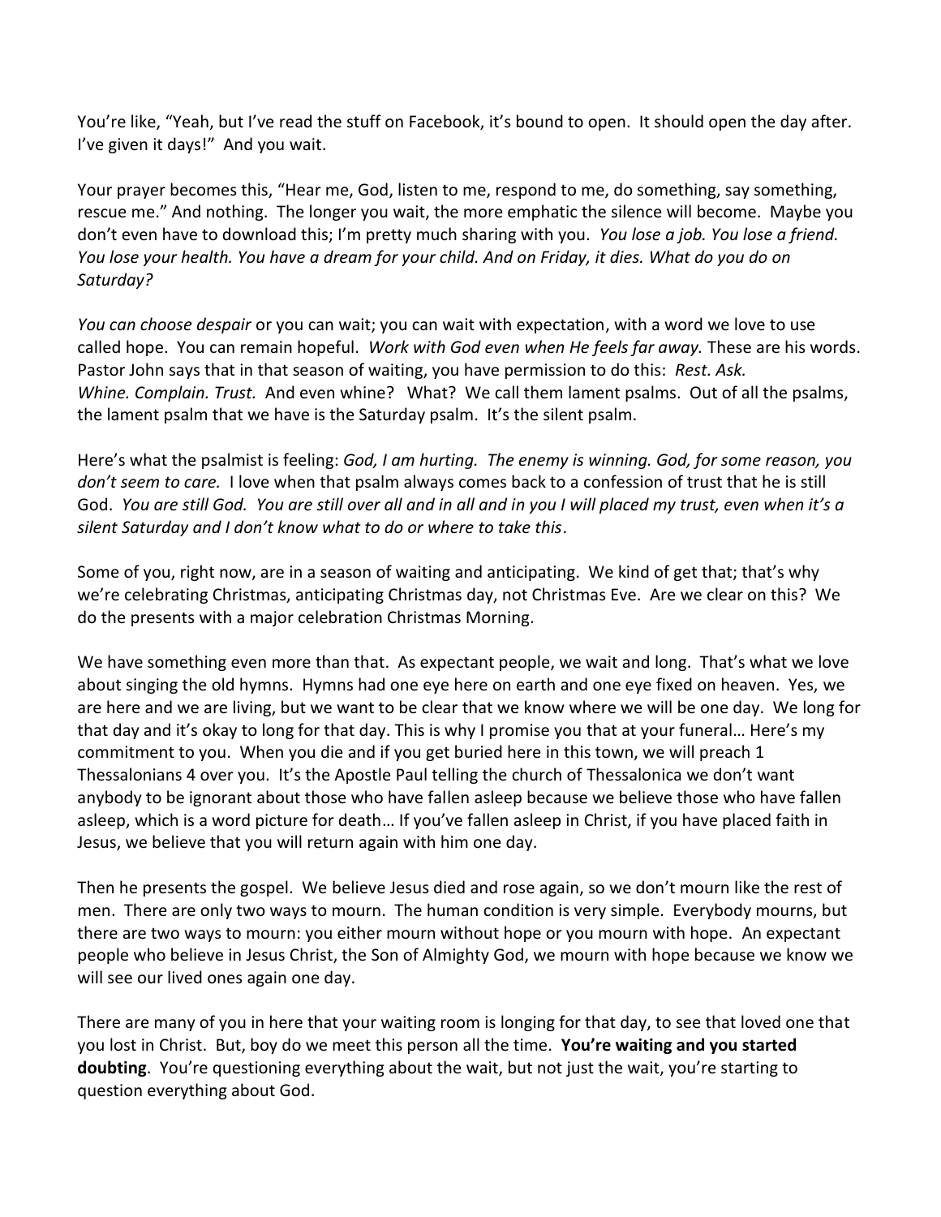You're like, "Yeah, but I've read the stuff on Facebook, it's bound to open. It should open the day after. I've given it days!" And you wait.

Your prayer becomes this, "Hear me, God, listen to me, respond to me, do something, say something, rescue me." And nothing. The longer you wait, the more emphatic the silence will become. Maybe you don't even have to download this; I'm pretty much sharing with you. *You lose a job. You lose a friend. You lose your health. You have a dream for your child. And on Friday, it dies. What do you do on Saturday?*

*You can choose despair* or you can wait; you can wait with expectation, with a word we love to use called hope. You can remain hopeful. *Work with God even when He feels far away.* These are his words. Pastor John says that in that season of waiting, you have permission to do this: *Rest. Ask. Whine. Complain. Trust.* And even whine? What? We call them lament psalms. Out of all the psalms, the lament psalm that we have is the Saturday psalm. It's the silent psalm.

Here's what the psalmist is feeling: *God, I am hurting. The enemy is winning. God, for some reason, you don't seem to care.* I love when that psalm always comes back to a confession of trust that he is still God. *You are still God. You are still over all and in all and in you I will placed my trust, even when it's a silent Saturday and I don't know what to do or where to take this*.

Some of you, right now, are in a season of waiting and anticipating. We kind of get that; that's why we're celebrating Christmas, anticipating Christmas day, not Christmas Eve. Are we clear on this? We do the presents with a major celebration Christmas Morning.

We have something even more than that. As expectant people, we wait and long. That's what we love about singing the old hymns. Hymns had one eye here on earth and one eye fixed on heaven. Yes, we are here and we are living, but we want to be clear that we know where we will be one day. We long for that day and it's okay to long for that day. This is why I promise you that at your funeral… Here's my commitment to you. When you die and if you get buried here in this town, we will preach 1 Thessalonians 4 over you. It's the Apostle Paul telling the church of Thessalonica we don't want anybody to be ignorant about those who have fallen asleep because we believe those who have fallen asleep, which is a word picture for death… If you've fallen asleep in Christ, if you have placed faith in Jesus, we believe that you will return again with him one day.

Then he presents the gospel. We believe Jesus died and rose again, so we don't mourn like the rest of men. There are only two ways to mourn. The human condition is very simple. Everybody mourns, but there are two ways to mourn: you either mourn without hope or you mourn with hope. An expectant people who believe in Jesus Christ, the Son of Almighty God, we mourn with hope because we know we will see our lived ones again one day.

There are many of you in here that your waiting room is longing for that day, to see that loved one that you lost in Christ. But, boy do we meet this person all the time. **You're waiting and you started doubting**. You're questioning everything about the wait, but not just the wait, you're starting to question everything about God.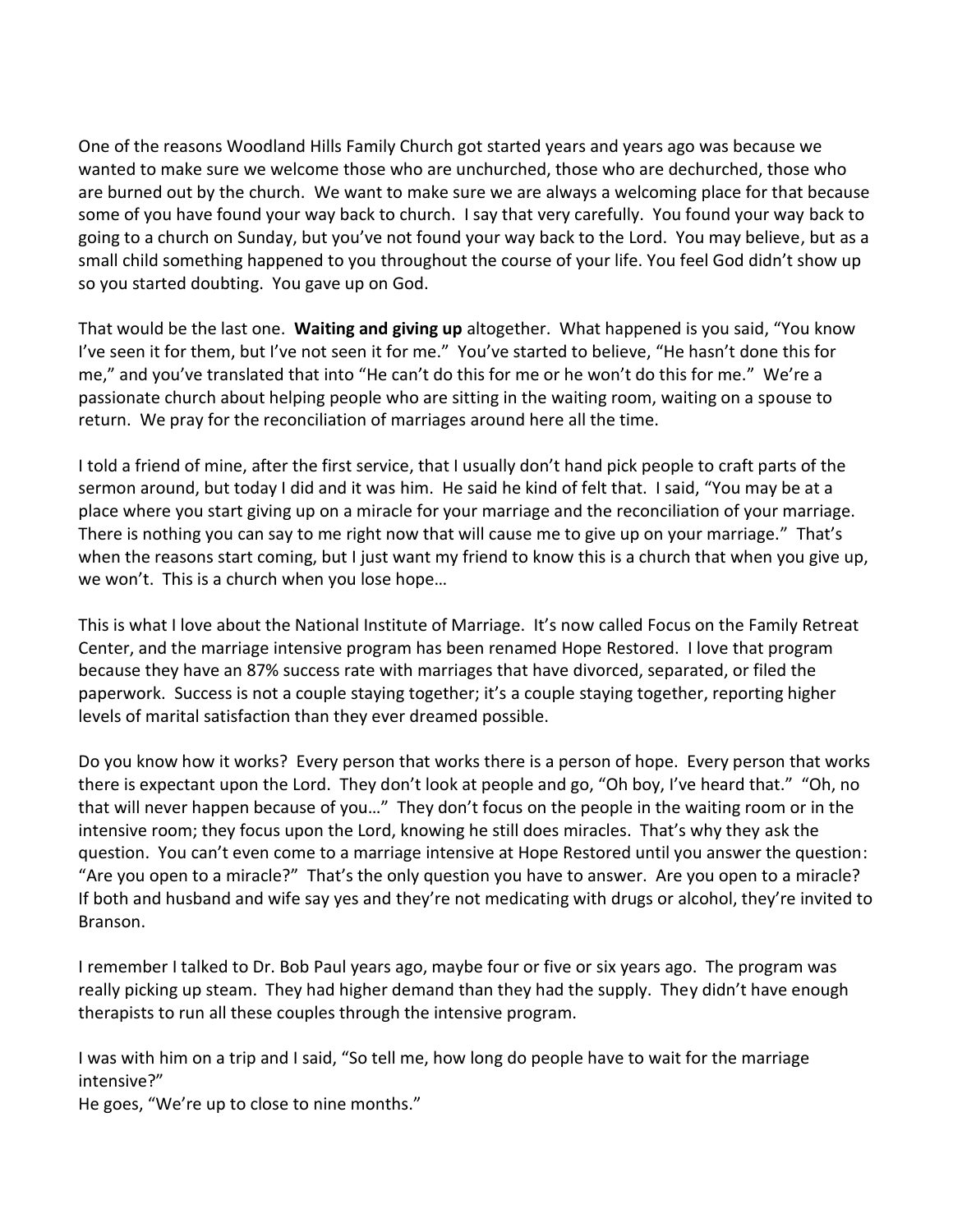One of the reasons Woodland Hills Family Church got started years and years ago was because we wanted to make sure we welcome those who are unchurched, those who are dechurched, those who are burned out by the church. We want to make sure we are always a welcoming place for that because some of you have found your way back to church. I say that very carefully. You found your way back to going to a church on Sunday, but you've not found your way back to the Lord. You may believe, but as a small child something happened to you throughout the course of your life. You feel God didn't show up so you started doubting. You gave up on God.

That would be the last one. **Waiting and giving up** altogether. What happened is you said, "You know I've seen it for them, but I've not seen it for me." You've started to believe, "He hasn't done this for me," and you've translated that into "He can't do this for me or he won't do this for me." We're a passionate church about helping people who are sitting in the waiting room, waiting on a spouse to return. We pray for the reconciliation of marriages around here all the time.

I told a friend of mine, after the first service, that I usually don't hand pick people to craft parts of the sermon around, but today I did and it was him. He said he kind of felt that. I said, "You may be at a place where you start giving up on a miracle for your marriage and the reconciliation of your marriage. There is nothing you can say to me right now that will cause me to give up on your marriage." That's when the reasons start coming, but I just want my friend to know this is a church that when you give up, we won't. This is a church when you lose hope…

This is what I love about the National Institute of Marriage. It's now called Focus on the Family Retreat Center, and the marriage intensive program has been renamed Hope Restored. I love that program because they have an 87% success rate with marriages that have divorced, separated, or filed the paperwork. Success is not a couple staying together; it's a couple staying together, reporting higher levels of marital satisfaction than they ever dreamed possible.

Do you know how it works? Every person that works there is a person of hope. Every person that works there is expectant upon the Lord. They don't look at people and go, "Oh boy, I've heard that." "Oh, no that will never happen because of you…" They don't focus on the people in the waiting room or in the intensive room; they focus upon the Lord, knowing he still does miracles. That's why they ask the question. You can't even come to a marriage intensive at Hope Restored until you answer the question: "Are you open to a miracle?" That's the only question you have to answer. Are you open to a miracle? If both and husband and wife say yes and they're not medicating with drugs or alcohol, they're invited to Branson.

I remember I talked to Dr. Bob Paul years ago, maybe four or five or six years ago. The program was really picking up steam. They had higher demand than they had the supply. They didn't have enough therapists to run all these couples through the intensive program.

I was with him on a trip and I said, "So tell me, how long do people have to wait for the marriage intensive?"
He goes, "We're up to close to nine months."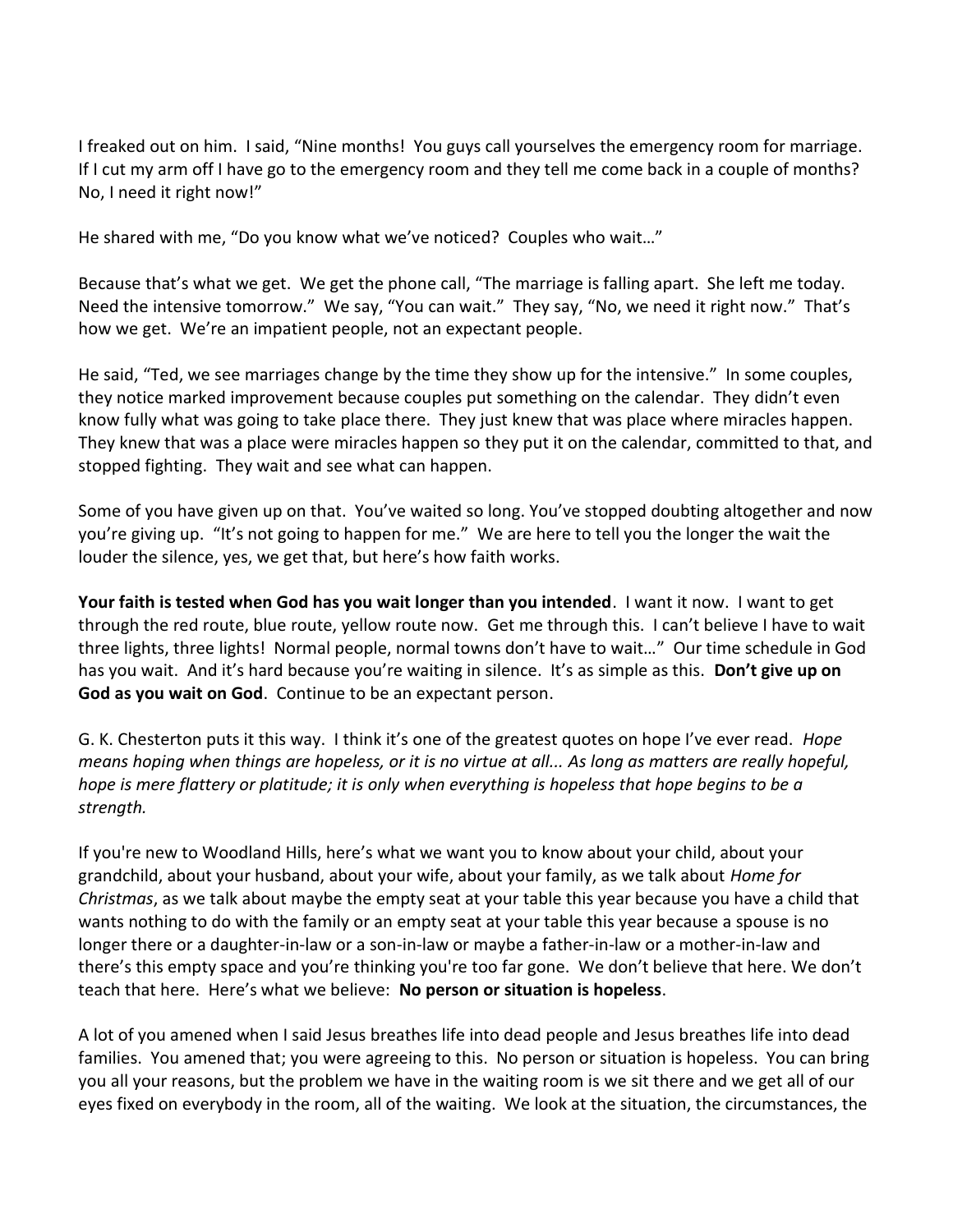I freaked out on him. I said, "Nine months! You guys call yourselves the emergency room for marriage. If I cut my arm off I have go to the emergency room and they tell me come back in a couple of months? No, I need it right now!"

He shared with me, "Do you know what we've noticed? Couples who wait…"

Because that's what we get. We get the phone call, "The marriage is falling apart. She left me today. Need the intensive tomorrow." We say, "You can wait." They say, "No, we need it right now." That's how we get. We're an impatient people, not an expectant people.

He said, "Ted, we see marriages change by the time they show up for the intensive." In some couples, they notice marked improvement because couples put something on the calendar. They didn't even know fully what was going to take place there. They just knew that was place where miracles happen. They knew that was a place were miracles happen so they put it on the calendar, committed to that, and stopped fighting. They wait and see what can happen.

Some of you have given up on that. You've waited so long. You've stopped doubting altogether and now you're giving up. "It's not going to happen for me." We are here to tell you the longer the wait the louder the silence, yes, we get that, but here's how faith works.

**Your faith is tested when God has you wait longer than you intended**. I want it now. I want to get through the red route, blue route, yellow route now. Get me through this. I can't believe I have to wait three lights, three lights! Normal people, normal towns don't have to wait…" Our time schedule in God has you wait. And it's hard because you're waiting in silence. It's as simple as this. **Don't give up on God as you wait on God**. Continue to be an expectant person.

G. K. Chesterton puts it this way. I think it's one of the greatest quotes on hope I've ever read. *Hope means hoping when things are hopeless, or it is no virtue at all... As long as matters are really hopeful, hope is mere flattery or platitude; it is only when everything is hopeless that hope begins to be a strength.*

If you're new to Woodland Hills, here's what we want you to know about your child, about your grandchild, about your husband, about your wife, about your family, as we talk about *Home for Christmas*, as we talk about maybe the empty seat at your table this year because you have a child that wants nothing to do with the family or an empty seat at your table this year because a spouse is no longer there or a daughter-in-law or a son-in-law or maybe a father-in-law or a mother-in-law and there's this empty space and you're thinking you're too far gone. We don't believe that here. We don't teach that here. Here's what we believe: **No person or situation is hopeless**.

A lot of you amened when I said Jesus breathes life into dead people and Jesus breathes life into dead families. You amened that; you were agreeing to this. No person or situation is hopeless. You can bring you all your reasons, but the problem we have in the waiting room is we sit there and we get all of our eyes fixed on everybody in the room, all of the waiting. We look at the situation, the circumstances, the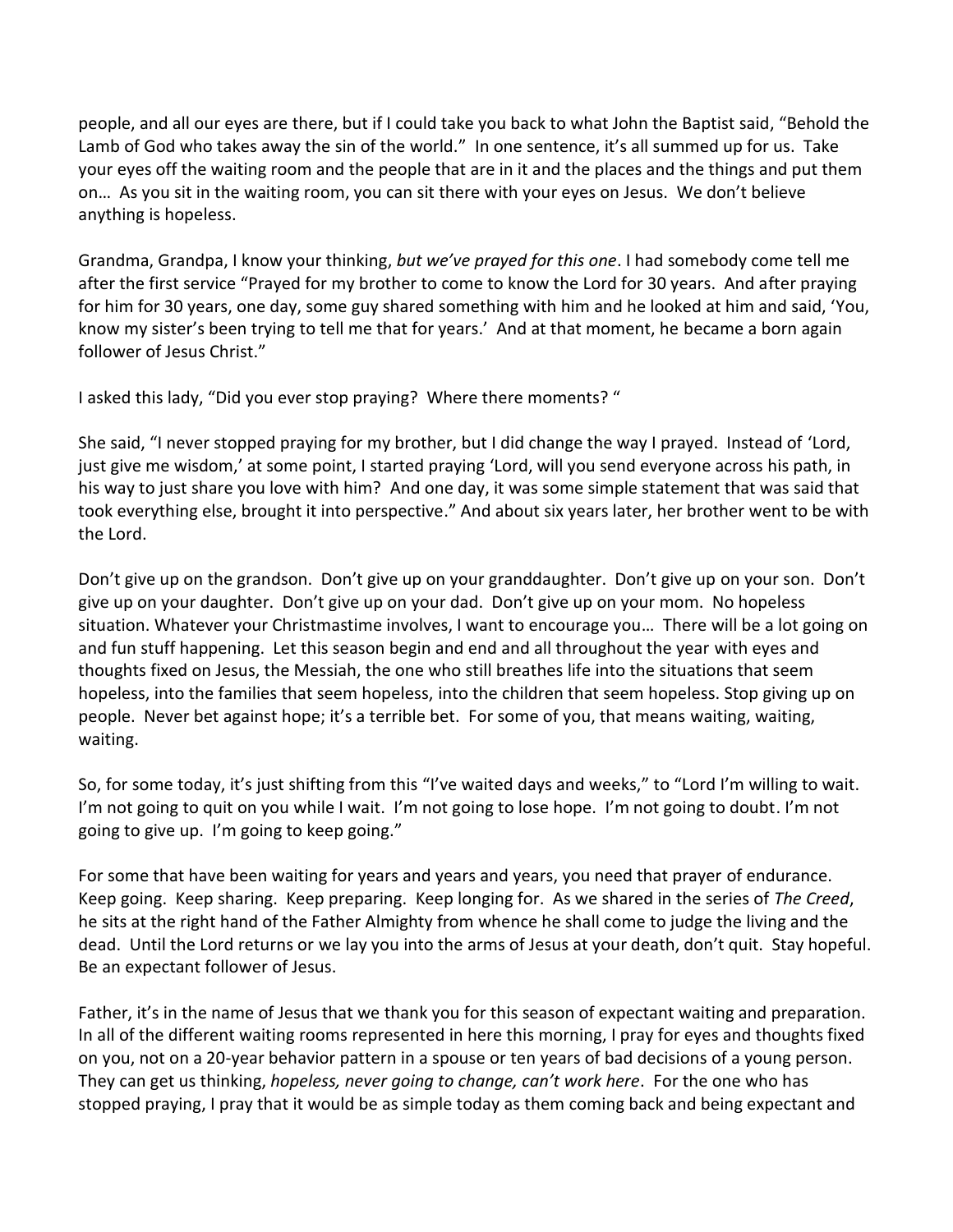people, and all our eyes are there, but if I could take you back to what John the Baptist said, "Behold the Lamb of God who takes away the sin of the world." In one sentence, it's all summed up for us. Take your eyes off the waiting room and the people that are in it and the places and the things and put them on… As you sit in the waiting room, you can sit there with your eyes on Jesus. We don't believe anything is hopeless.

Grandma, Grandpa, I know your thinking, *but we've prayed for this one*. I had somebody come tell me after the first service "Prayed for my brother to come to know the Lord for 30 years. And after praying for him for 30 years, one day, some guy shared something with him and he looked at him and said, 'You, know my sister's been trying to tell me that for years.' And at that moment, he became a born again follower of Jesus Christ."

I asked this lady, "Did you ever stop praying? Where there moments? "

She said, "I never stopped praying for my brother, but I did change the way I prayed. Instead of 'Lord, just give me wisdom,' at some point, I started praying 'Lord, will you send everyone across his path, in his way to just share you love with him? And one day, it was some simple statement that was said that took everything else, brought it into perspective." And about six years later, her brother went to be with the Lord.

Don't give up on the grandson. Don't give up on your granddaughter. Don't give up on your son. Don't give up on your daughter. Don't give up on your dad. Don't give up on your mom. No hopeless situation. Whatever your Christmastime involves, I want to encourage you… There will be a lot going on and fun stuff happening. Let this season begin and end and all throughout the year with eyes and thoughts fixed on Jesus, the Messiah, the one who still breathes life into the situations that seem hopeless, into the families that seem hopeless, into the children that seem hopeless. Stop giving up on people. Never bet against hope; it's a terrible bet. For some of you, that means waiting, waiting, waiting.

So, for some today, it's just shifting from this "I've waited days and weeks," to "Lord I'm willing to wait. I'm not going to quit on you while I wait. I'm not going to lose hope. I'm not going to doubt. I'm not going to give up. I'm going to keep going."

For some that have been waiting for years and years and years, you need that prayer of endurance. Keep going. Keep sharing. Keep preparing. Keep longing for. As we shared in the series of *The Creed*, he sits at the right hand of the Father Almighty from whence he shall come to judge the living and the dead. Until the Lord returns or we lay you into the arms of Jesus at your death, don't quit. Stay hopeful. Be an expectant follower of Jesus.

Father, it's in the name of Jesus that we thank you for this season of expectant waiting and preparation. In all of the different waiting rooms represented in here this morning, I pray for eyes and thoughts fixed on you, not on a 20-year behavior pattern in a spouse or ten years of bad decisions of a young person. They can get us thinking, *hopeless, never going to change, can't work here*. For the one who has stopped praying, I pray that it would be as simple today as them coming back and being expectant and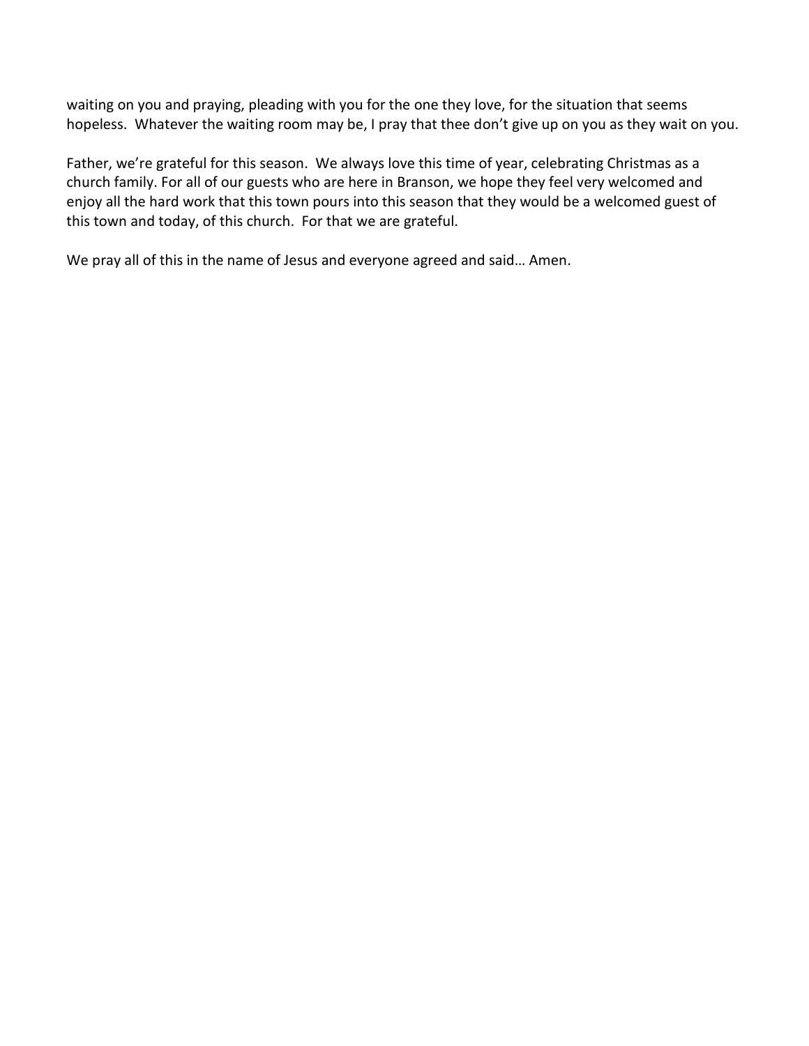waiting on you and praying, pleading with you for the one they love, for the situation that seems hopeless. Whatever the waiting room may be, I pray that thee don't give up on you as they wait on you.

Father, we're grateful for this season. We always love this time of year, celebrating Christmas as a church family. For all of our guests who are here in Branson, we hope they feel very welcomed and enjoy all the hard work that this town pours into this season that they would be a welcomed guest of this town and today, of this church. For that we are grateful.

We pray all of this in the name of Jesus and everyone agreed and said… Amen.